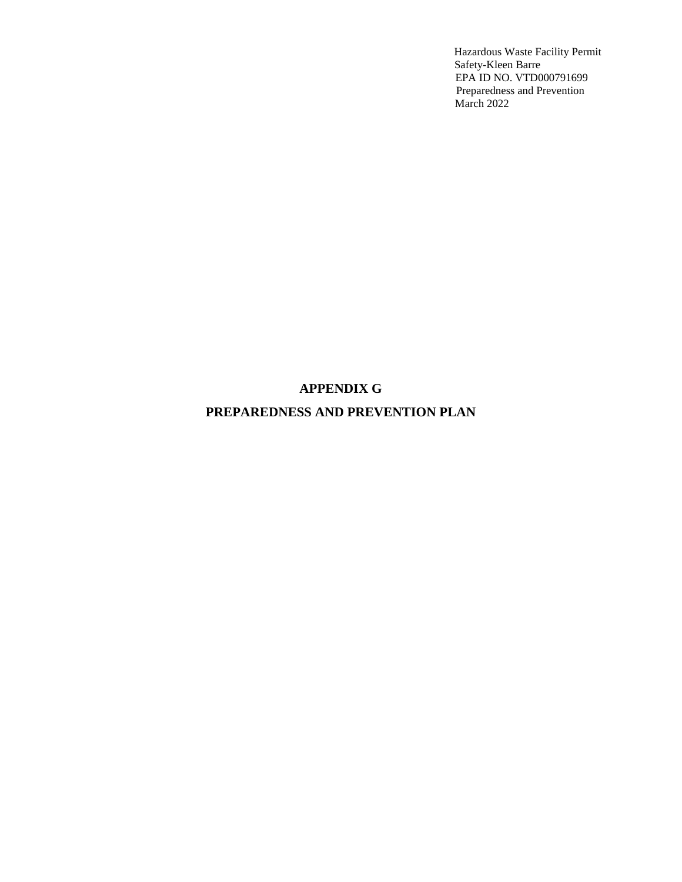# APPENDIX G

# PREPAREDNESS AND PREVENTION PLAN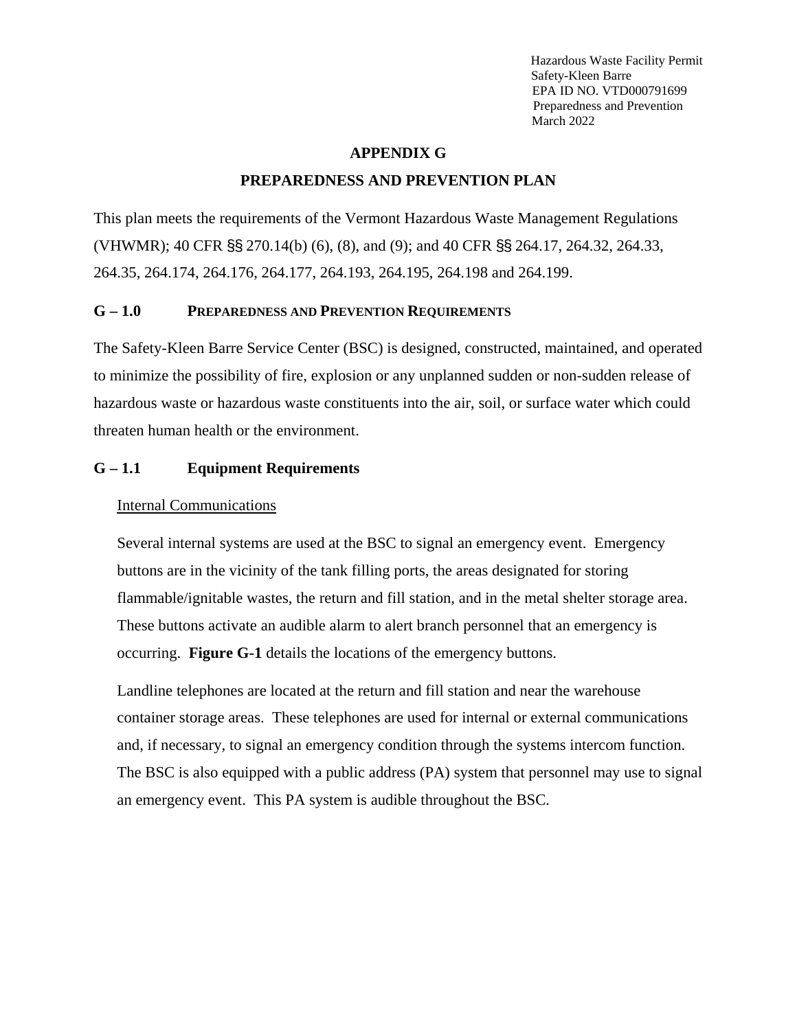# APPENDIX G

# PREPAREDNESS AND PREVENTION PLAN

This plan meets the requirements of the Vermont Hazardous Waste Management Regulations (VHWMR); 40 CFR §§ 270.14(b) (6), (8), and (9); and 40 CFR §§ 264.17, 264.32, 264.33, 264.35, 264.174, 264.176, 264.177, 264.193, 264.195, 264.198 and 264.199.

## G – 1.0 PREPAREDNESS AND PREVENTION REQUIREMENTS

The Safety-Kleen Barre Service Center (BSC) is designed, constructed, maintained, and operated to minimize the possibility of fire, explosion or any unplanned sudden or non-sudden release of hazardous waste or hazardous waste constituents into the air, soil, or surface water which could threaten human health or the environment.

### G – 1.1 Equipment Requirements

Internal Communications

Several internal systems are used at the BSC to signal an emergency event. Emergency buttons are in the vicinity of the tank filling ports, the areas designated for storing flammable/ignitable wastes, the return and fill station, and in the metal shelter storage area. These buttons activate an audible alarm to alert branch personnel that an emergency is occurring. **Figure G-1** details the locations of the emergency buttons.

Landline telephones are located at the return and fill station and near the warehouse container storage areas. These telephones are used for internal or external communications and, if necessary, to signal an emergency condition through the systems intercom function. The BSC is also equipped with a public address (PA) system that personnel may use to signal an emergency event. This PA system is audible throughout the BSC.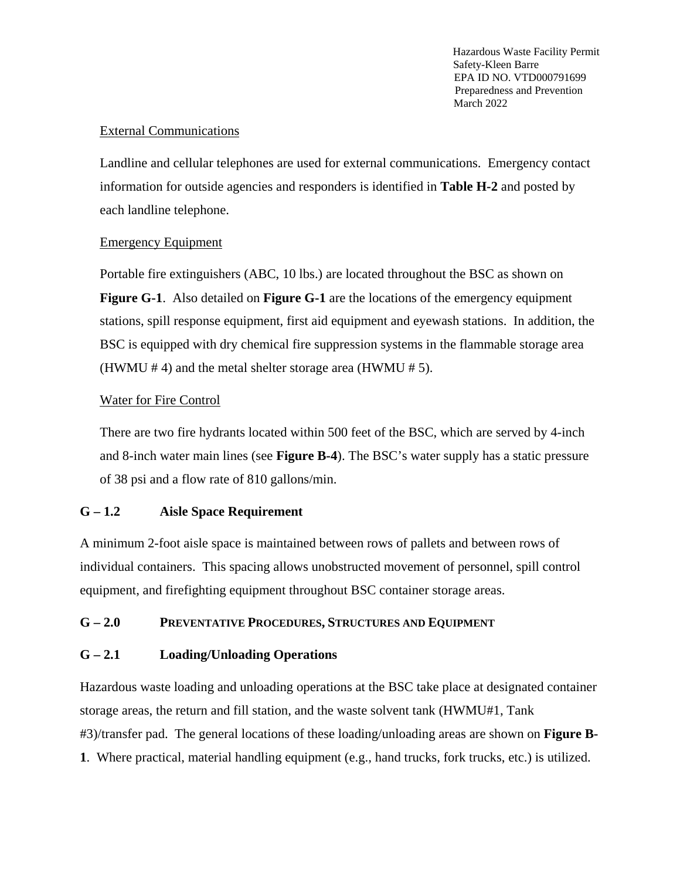External Communications

Landline and cellular telephones are used for external communications. Emergency contact information for outside agencies and responders is identified in **Table H-2** and posted by each landline telephone.

Emergency Equipment

Portable fire extinguishers (ABC, 10 lbs.) are located throughout the BSC as shown on **Figure G-1**. Also detailed on **Figure G-1** are the locations of the emergency equipment stations, spill response equipment, first aid equipment and eyewash stations. In addition, the BSC is equipped with dry chemical fire suppression systems in the flammable storage area (HWMU # 4) and the metal shelter storage area (HWMU # 5).

Water for Fire Control

There are two fire hydrants located within 500 feet of the BSC, which are served by 4-inch and 8-inch water main lines (see **Figure B-4**). The BSC's water supply has a static pressure of 38 psi and a flow rate of 810 gallons/min.

### G – 1.2 Aisle Space Requirement

A minimum 2-foot aisle space is maintained between rows of pallets and between rows of individual containers. This spacing allows unobstructed movement of personnel, spill control equipment, and firefighting equipment throughout BSC container storage areas.

## G – 2.0 Preventative Procedures, Structures and Equipment

### G – 2.1 Loading/Unloading Operations

Hazardous waste loading and unloading operations at the BSC take place at designated container storage areas, the return and fill station, and the waste solvent tank (HWMU#1, Tank #3)/transfer pad. The general locations of these loading/unloading areas are shown on **Figure B-1**. Where practical, material handling equipment (e.g., hand trucks, fork trucks, etc.) is utilized.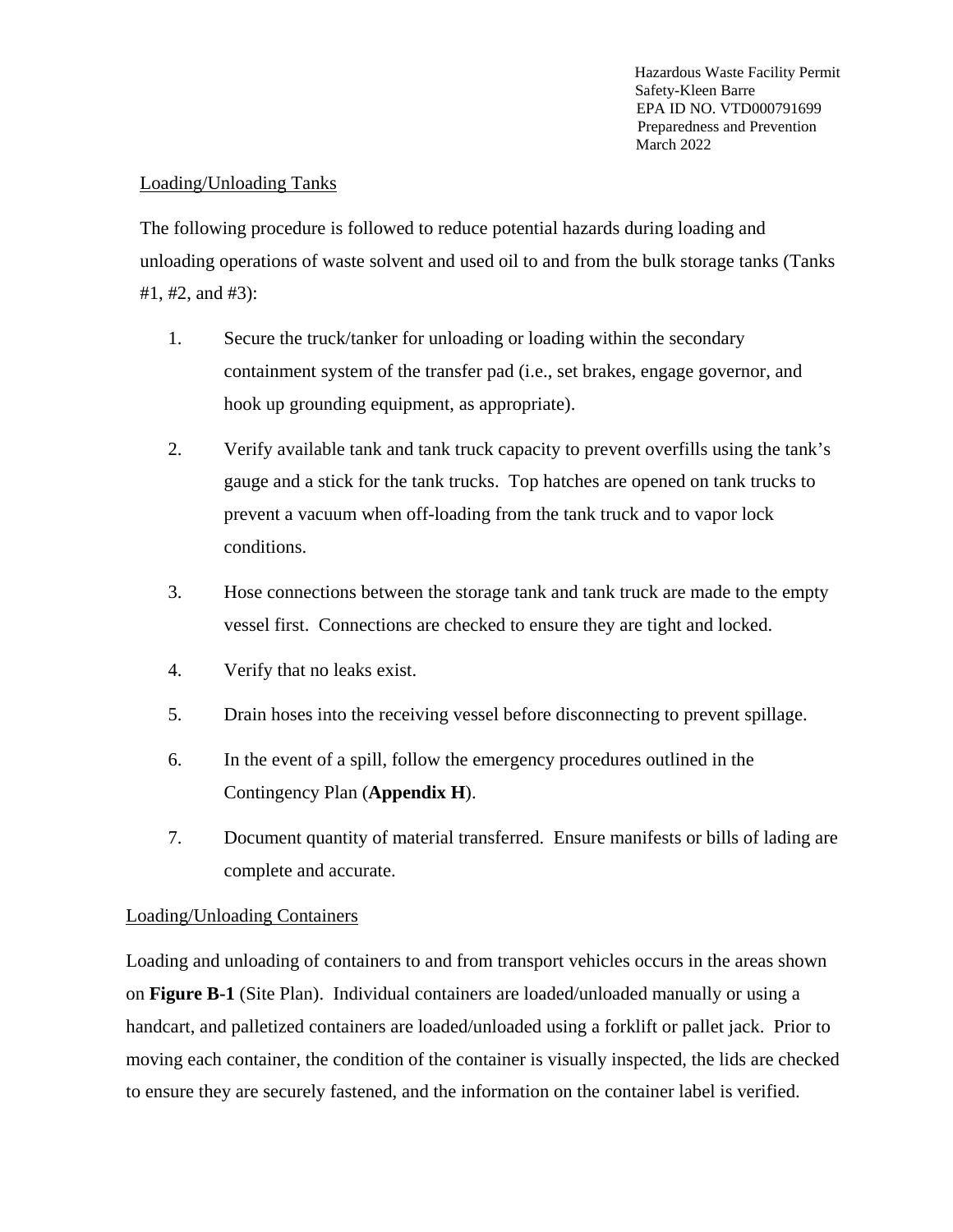Loading/Unloading Tanks

The following procedure is followed to reduce potential hazards during loading and unloading operations of waste solvent and used oil to and from the bulk storage tanks (Tanks #1, #2, and #3):

1. Secure the truck/tanker for unloading or loading within the secondary containment system of the transfer pad (i.e., set brakes, engage governor, and hook up grounding equipment, as appropriate).

2. Verify available tank and tank truck capacity to prevent overfills using the tank's gauge and a stick for the tank trucks. Top hatches are opened on tank trucks to prevent a vacuum when off-loading from the tank truck and to vapor lock conditions.

3. Hose connections between the storage tank and tank truck are made to the empty vessel first. Connections are checked to ensure they are tight and locked.

4. Verify that no leaks exist.

5. Drain hoses into the receiving vessel before disconnecting to prevent spillage.

6. In the event of a spill, follow the emergency procedures outlined in the Contingency Plan (**Appendix H**).

7. Document quantity of material transferred. Ensure manifests or bills of lading are complete and accurate.

Loading/Unloading Containers

Loading and unloading of containers to and from transport vehicles occurs in the areas shown on **Figure B-1** (Site Plan). Individual containers are loaded/unloaded manually or using a handcart, and palletized containers are loaded/unloaded using a forklift or pallet jack. Prior to moving each container, the condition of the container is visually inspected, the lids are checked to ensure they are securely fastened, and the information on the container label is verified.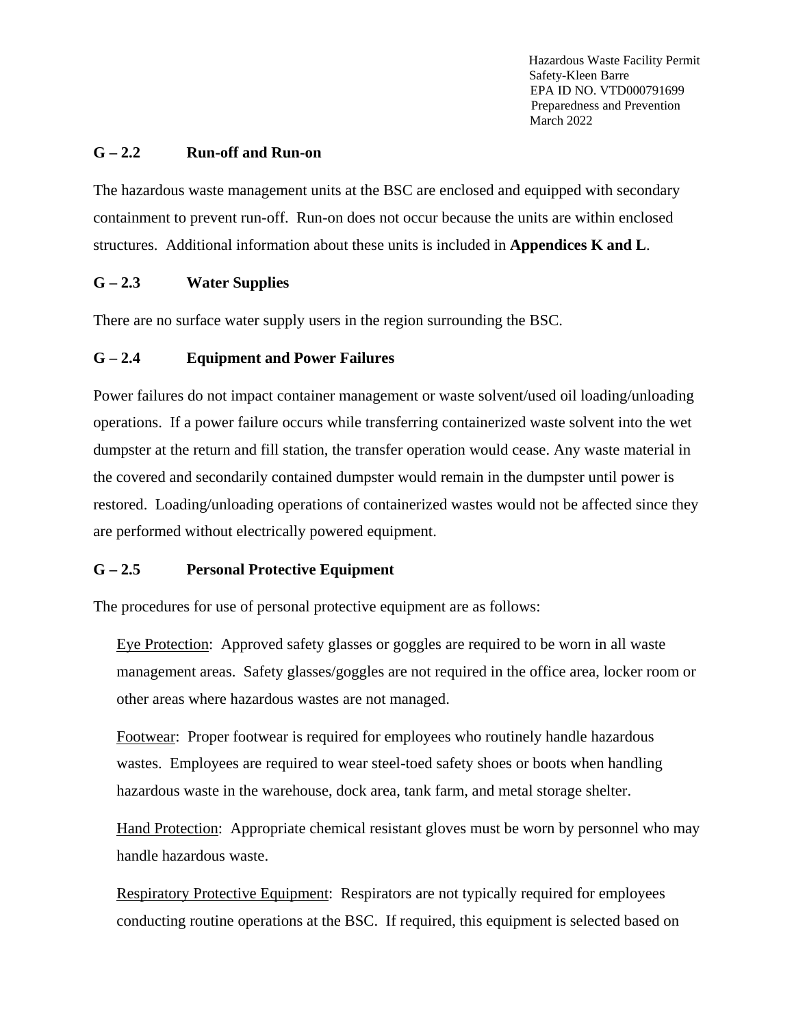### G – 2.2 Run-off and Run-on

The hazardous waste management units at the BSC are enclosed and equipped with secondary containment to prevent run-off. Run-on does not occur because the units are within enclosed structures. Additional information about these units is included in **Appendices K and L**.

### G – 2.3 Water Supplies

There are no surface water supply users in the region surrounding the BSC.

### G – 2.4 Equipment and Power Failures

Power failures do not impact container management or waste solvent/used oil loading/unloading operations. If a power failure occurs while transferring containerized waste solvent into the wet dumpster at the return and fill station, the transfer operation would cease. Any waste material in the covered and secondarily contained dumpster would remain in the dumpster until power is restored. Loading/unloading operations of containerized wastes would not be affected since they are performed without electrically powered equipment.

### G – 2.5 Personal Protective Equipment

The procedures for use of personal protective equipment are as follows:

Eye Protection: Approved safety glasses or goggles are required to be worn in all waste management areas. Safety glasses/goggles are not required in the office area, locker room or other areas where hazardous wastes are not managed.

Footwear: Proper footwear is required for employees who routinely handle hazardous wastes. Employees are required to wear steel-toed safety shoes or boots when handling hazardous waste in the warehouse, dock area, tank farm, and metal storage shelter.

Hand Protection: Appropriate chemical resistant gloves must be worn by personnel who may handle hazardous waste.

Respiratory Protective Equipment: Respirators are not typically required for employees conducting routine operations at the BSC. If required, this equipment is selected based on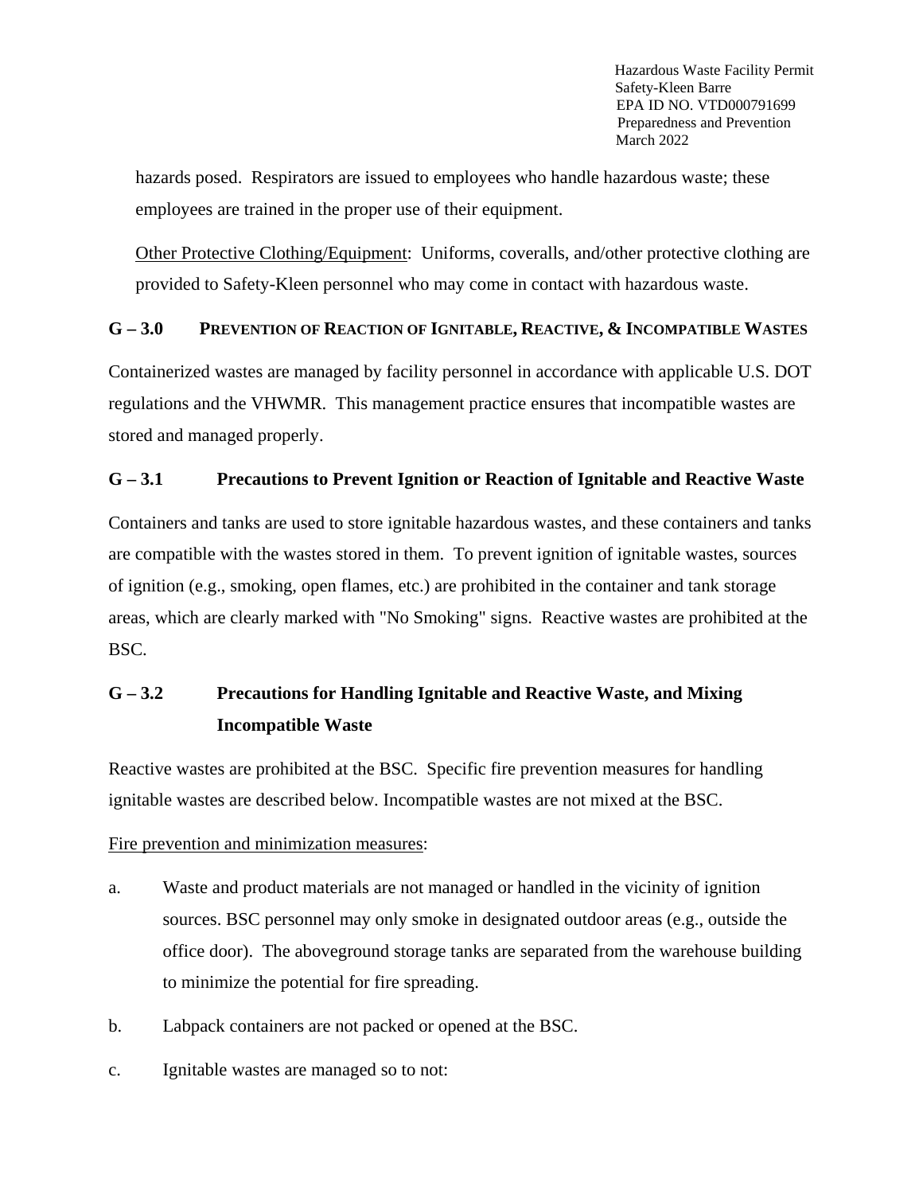hazards posed. Respirators are issued to employees who handle hazardous waste; these employees are trained in the proper use of their equipment.

Other Protective Clothing/Equipment: Uniforms, coveralls, and/other protective clothing are provided to Safety-Kleen personnel who may come in contact with hazardous waste.

## G – 3.0 PREVENTION OF REACTION OF IGNITABLE, REACTIVE, & INCOMPATIBLE WASTES

Containerized wastes are managed by facility personnel in accordance with applicable U.S. DOT regulations and the VHWMR. This management practice ensures that incompatible wastes are stored and managed properly.

### G – 3.1 Precautions to Prevent Ignition or Reaction of Ignitable and Reactive Waste

Containers and tanks are used to store ignitable hazardous wastes, and these containers and tanks are compatible with the wastes stored in them. To prevent ignition of ignitable wastes, sources of ignition (e.g., smoking, open flames, etc.) are prohibited in the container and tank storage areas, which are clearly marked with "No Smoking" signs. Reactive wastes are prohibited at the BSC.

### G – 3.2 Precautions for Handling Ignitable and Reactive Waste, and Mixing Incompatible Waste

Reactive wastes are prohibited at the BSC. Specific fire prevention measures for handling ignitable wastes are described below. Incompatible wastes are not mixed at the BSC.

Fire prevention and minimization measures:

a. Waste and product materials are not managed or handled in the vicinity of ignition sources. BSC personnel may only smoke in designated outdoor areas (e.g., outside the office door). The aboveground storage tanks are separated from the warehouse building to minimize the potential for fire spreading.

b. Labpack containers are not packed or opened at the BSC.

c. Ignitable wastes are managed so to not: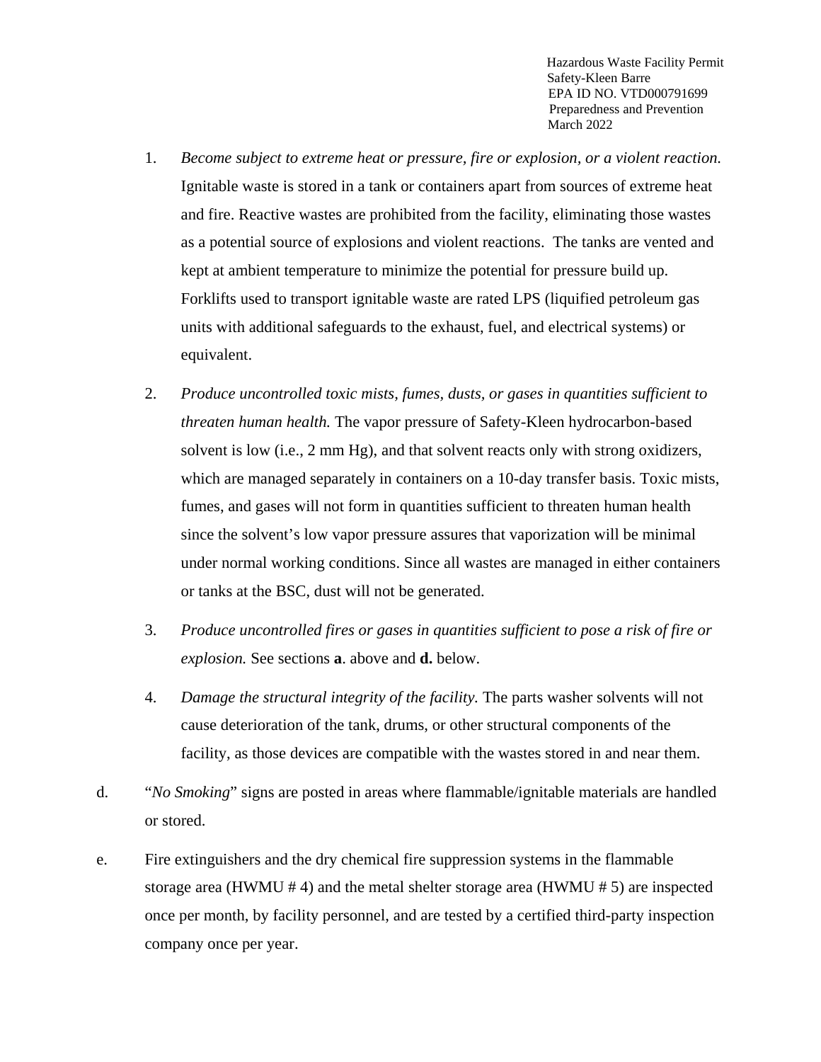1. *Become subject to extreme heat or pressure, fire or explosion, or a violent reaction.* Ignitable waste is stored in a tank or containers apart from sources of extreme heat and fire. Reactive wastes are prohibited from the facility, eliminating those wastes as a potential source of explosions and violent reactions. The tanks are vented and kept at ambient temperature to minimize the potential for pressure build up. Forklifts used to transport ignitable waste are rated LPS (liquified petroleum gas units with additional safeguards to the exhaust, fuel, and electrical systems) or equivalent.

2. *Produce uncontrolled toxic mists, fumes, dusts, or gases in quantities sufficient to threaten human health.* The vapor pressure of Safety-Kleen hydrocarbon-based solvent is low (i.e., 2 mm Hg), and that solvent reacts only with strong oxidizers, which are managed separately in containers on a 10-day transfer basis. Toxic mists, fumes, and gases will not form in quantities sufficient to threaten human health since the solvent's low vapor pressure assures that vaporization will be minimal under normal working conditions. Since all wastes are managed in either containers or tanks at the BSC, dust will not be generated.

3. *Produce uncontrolled fires or gases in quantities sufficient to pose a risk of fire or explosion.* See sections **a**. above and **d.** below.

4. *Damage the structural integrity of the facility.* The parts washer solvents will not cause deterioration of the tank, drums, or other structural components of the facility, as those devices are compatible with the wastes stored in and near them.

d. "*No Smoking*" signs are posted in areas where flammable/ignitable materials are handled or stored.

e. Fire extinguishers and the dry chemical fire suppression systems in the flammable storage area (HWMU # 4) and the metal shelter storage area (HWMU # 5) are inspected once per month, by facility personnel, and are tested by a certified third-party inspection company once per year.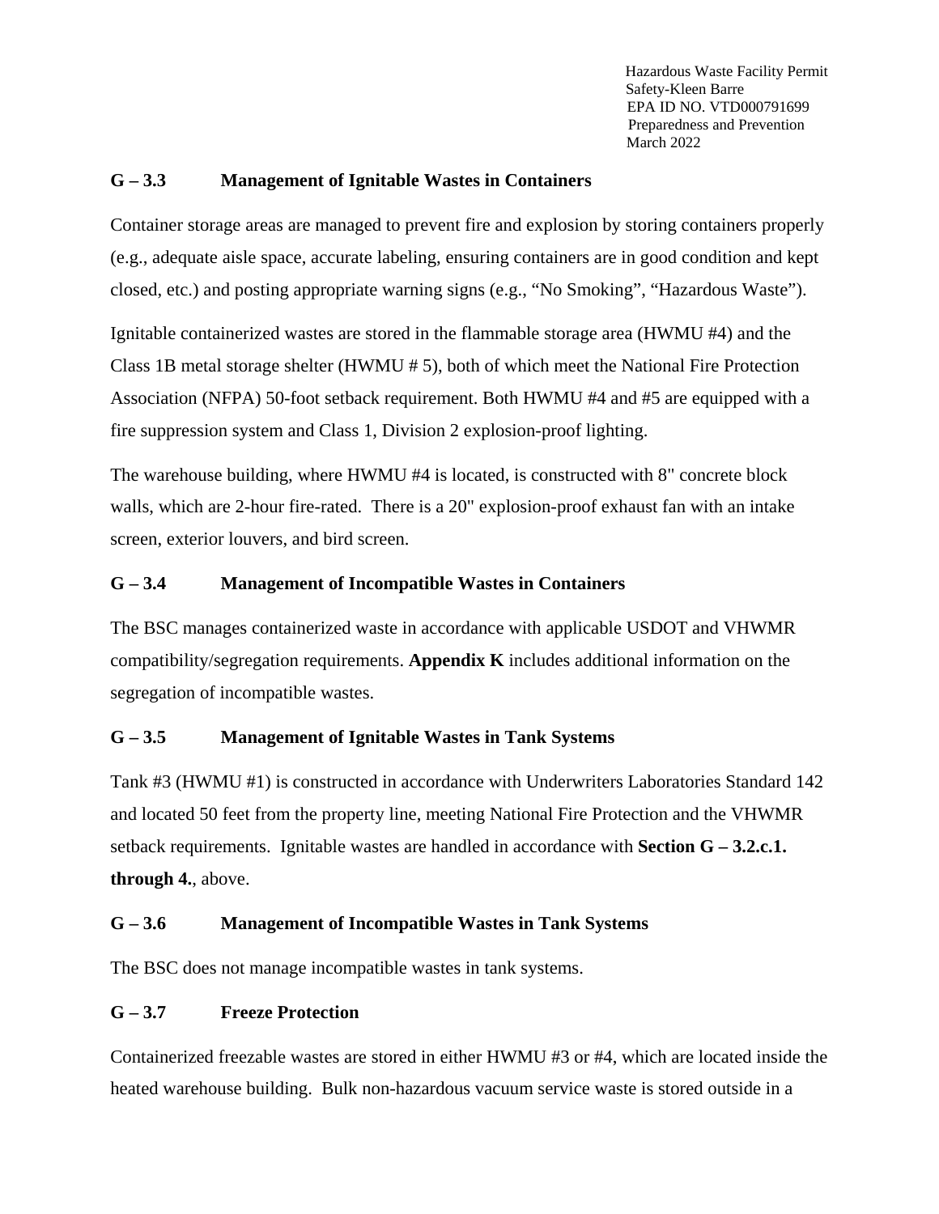## G – 3.3 Management of Ignitable Wastes in Containers

Container storage areas are managed to prevent fire and explosion by storing containers properly (e.g., adequate aisle space, accurate labeling, ensuring containers are in good condition and kept closed, etc.) and posting appropriate warning signs (e.g., "No Smoking", "Hazardous Waste").

Ignitable containerized wastes are stored in the flammable storage area (HWMU #4) and the Class 1B metal storage shelter (HWMU # 5), both of which meet the National Fire Protection Association (NFPA) 50-foot setback requirement. Both HWMU #4 and #5 are equipped with a fire suppression system and Class 1, Division 2 explosion-proof lighting.

The warehouse building, where HWMU #4 is located, is constructed with 8" concrete block walls, which are 2-hour fire-rated. There is a 20" explosion-proof exhaust fan with an intake screen, exterior louvers, and bird screen.

## G – 3.4 Management of Incompatible Wastes in Containers

The BSC manages containerized waste in accordance with applicable USDOT and VHWMR compatibility/segregation requirements. **Appendix K** includes additional information on the segregation of incompatible wastes.

## G – 3.5 Management of Ignitable Wastes in Tank Systems

Tank #3 (HWMU #1) is constructed in accordance with Underwriters Laboratories Standard 142 and located 50 feet from the property line, meeting National Fire Protection and the VHWMR setback requirements. Ignitable wastes are handled in accordance with **Section G – 3.2.c.1. through 4.**, above.

## G – 3.6 Management of Incompatible Wastes in Tank Systems

The BSC does not manage incompatible wastes in tank systems.

## G – 3.7 Freeze Protection

Containerized freezable wastes are stored in either HWMU #3 or #4, which are located inside the heated warehouse building. Bulk non-hazardous vacuum service waste is stored outside in a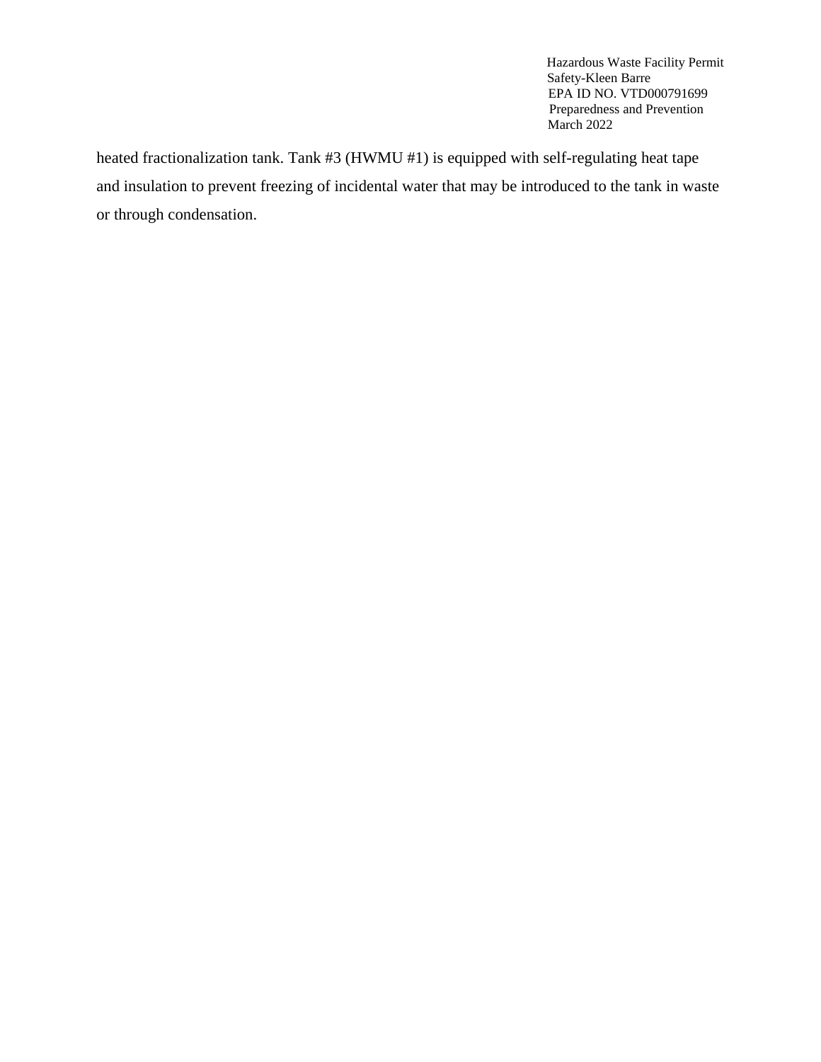heated fractionalization tank. Tank #3 (HWMU #1) is equipped with self-regulating heat tape and insulation to prevent freezing of incidental water that may be introduced to the tank in waste or through condensation.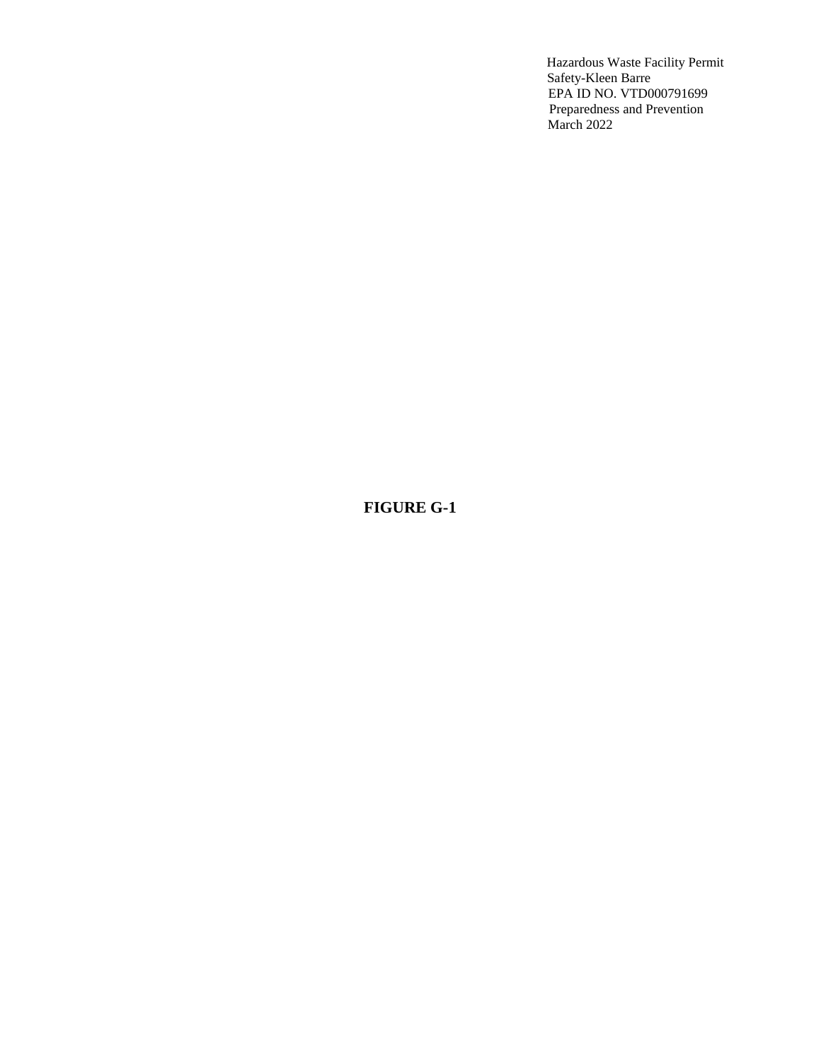**FIGURE G-1**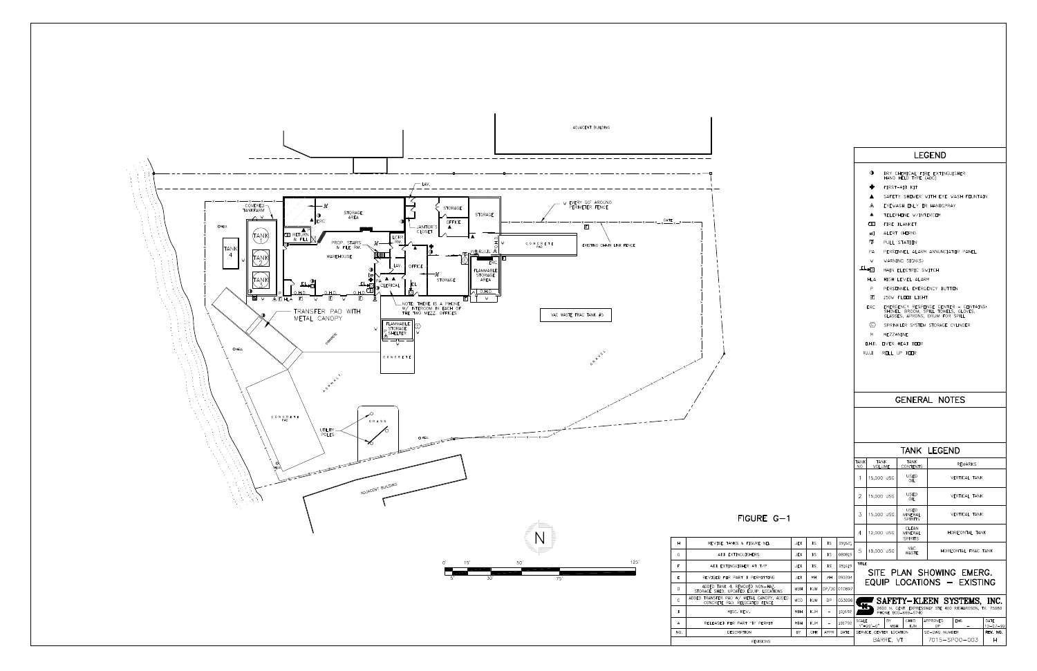FIGURE G-1

## LEGEND

- DRY CHEMICAL FIRE EXTINGUISHER HAND HELD TYPE (ABC)
- FIRST-AID KIT
- SAFETY SHOWER WITH EYE WASH FOUNTAIN
- EYEWASH ONLY OR HANDSPRAY
- TELEPHONE W/INTERCOM
- FIRE BLANKET
- ALERT (HORN)
- PULL STATION
- PA PERSONNEL ALARM ANNUNCIATOR PANEL
- W WARNING SIGN(S)
- EL MAIN ELECTRIC SWITCH
- HLA HIGH LEVEL ALARM
- P PERSONNEL EMERGENCY BUTTON
- 250W FLOOD LIGHT
- ERC EMERGENCY RESPONSE CENTER - CONTAINS: SHOVEL, BROOM, SPILL TOWELS, GLOVES, GLASSES, APRONS, DRUM FOR SPILL
- SPRINKLER SYSTEM STORAGE CYLINDER
- M MEZZANINE
- O.H.D. OVER HEAT DOOR
- R.U.D. ROLL UP DOOR

## GENERAL NOTES

## TANK LEGEND

| TANK NO. | TANK VOLUME | TANK CONTENTS | REMARKS |
|---|---|---|---|
| 1 | 15,000 USG | USED OIL | VERTICAL TANK |
| 2 | 15,000 USG | USED OIL | VERTICAL TANK |
| 3 | 15,000 USG | USED MINERAL SPIRITS | VERTICAL TANK |
| 4 | 12,000 USG | CLEAN MINERAL SPIRITS | HORIZONTAL TANK |
| 5 | 18,000 USG | VAC WASTE | HORIZONTAL FRAC TANK |

ADJACENT BUILDING

COVERED TANKFARM

TANK 4

TANK 1

TANK 2

TANK 3

RETURN & FILL

STORAGE AREA

PROP. STAIRS & FILE RM.

WAREHOUSE

LAV.

JANITOR'S CLOSET

LOCKER RM.

STORAGE

OFFICE

CLERICAL

FLAMMABLE STORAGE AREA

NOTE: THERE IS A PHONE W/ INTERCOM IN EACH OF THE TWO MEZZ. OFFICES

FLAMMABLE STORAGE SHELTER

CONCRETE PAD

W EVERY 50' AROUND PERIMETER FENCE

GATE

EXISTING CHAIN LINK FENCE

VAC WASTE FRAC TANK #5

TRANSFER PAD WITH METAL CANOPY

WELL

CONCRETE

ASPHALT

GRAVEL

CONCRETE PAD

GRASS

UTILITY POLES

N

0' 15' 50' 125'

5' 30' 75'

| NO. | DESCRIPTION | BY | CHK | APPN | DATE |
|---|---|---|---|---|---|
| H | REVISE TANKS & FIGURE NO. | JEK | IS | IS | 251601 |
| G | ADD EXTINGUISHERS | JEK | IS | IS | 080819 |
| F | ADD EXTINGUISHER AT T/P | JEK | IS | IS | 251619 |
| E | REVISED FOR PART B PERMITTING | JEK | MH | MH | 093094 |
| D | ADDED TANK 4, REMOVED NON-HAZ. STORAGE SHED, UPDATED EQUIP. LOCATIONS | MBH | KJM | DP/DD | 010897 |
| C | ADDED TRANSFER PAD W/ METAL CANOPY, ADDED CONCRETE PAD, RELOCATED FENCE | MCD | KJM | DP | 053096 |
| B | MISC. REV. | MBH | KJM | - | 120692 |
| A | RELEASED FOR PART "B" PERMIT | MBH | KJM | - | 100792 |

REVISIONS

TITLE: SITE PLAN SHOWING EMERG. EQUIP LOCATIONS - EXISTING

SAFETY-KLEEN SYSTEMS, INC.
2600 N. CENT. EXPRESSWAY STE 400 RICHARDSON, TX. 75080
PHONE 800-669-5740

| SCALE | BY | CHKD | APPROVED | EHS | DATE |
|---|---|---|---|---|---|
| 1"=20'-0" | MBH | KJM | DP | - | 10-07-92 |

| SERVICE CENTER LOCATION | SC-DWG NUMBER | REV. NO. |
|---|---|---|
| BARRE, VT | 7015-SP00-003 | H |